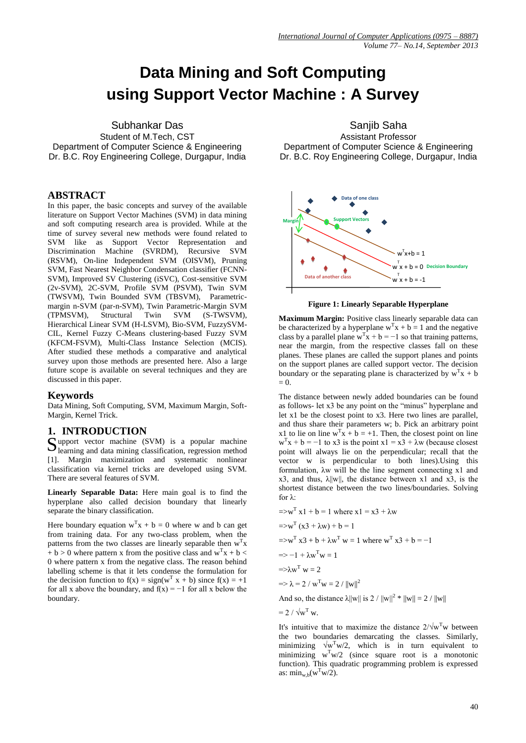# Data Mining and Soft Computing using Support Vector Machine : A Survey

Subhankar Das
Student of M.Tech, CST
Department of Computer Science & Engineering
Dr. B.C. Roy Engineering College, Durgapur, India

Sanjib Saha
Assistant Professor
Department of Computer Science & Engineering
Dr. B.C. Roy Engineering College, Durgapur, India

## ABSTRACT

In this paper, the basic concepts and survey of the available literature on Support Vector Machines (SVM) in data mining and soft computing research area is provided. While at the time of survey several new methods were found related to SVM like as Support Vector Representation and Discrimination Machine (SVRDM), Recursive SVM (RSVM), On-line Independent SVM (OISVM), Pruning SVM, Fast Nearest Neighbor Condensation classifier (FCNN-SVM), Improved SV Clustering (iSVC), Cost-sensitive SVM (2v-SVM), 2C-SVM, Profile SVM (PSVM), Twin SVM (TWSVM), Twin Bounded SVM (TBSVM), Parametric-margin n-SVM (par-n-SVM), Twin Parametric-Margin SVM (TPMSVM), Structural Twin SVM (S-TWSVM), Hierarchical Linear SVM (H-LSVM), Bio-SVM, FuzzySVM-CIL, Kernel Fuzzy C-Means clustering-based Fuzzy SVM (KFCM-FSVM), Multi-Class Instance Selection (MCIS). After studied these methods a comparative and analytical survey upon those methods are presented here. Also a large future scope is available on several techniques and they are discussed in this paper.

## Keywords

Data Mining, Soft Computing, SVM, Maximum Margin, Soft-Margin, Kernel Trick.

## 1. INTRODUCTION

Support vector machine (SVM) is a popular machine learning and data mining classification, regression method [1]. Margin maximization and systematic nonlinear classification via kernel tricks are developed using SVM. There are several features of SVM.

**Linearly Separable Data:** Here main goal is to find the hyperplane also called decision boundary that linearly separate the binary classification.

Here boundary equation $w^T x + b = 0$ where w and b can get from training data. For any two-class problem, when the patterns from the two classes are linearly separable then $w^T x + b > 0$ where pattern x from the positive class and $w^T x + b < 0$ where pattern x from the negative class. The reason behind labelling scheme is that it lets condense the formulation for the decision function to $f(x) = \text{sign}(w^T x + b)$ since $f(x) = +1$ for all x above the boundary, and $f(x) = -1$ for all x below the boundary.

**Figure 1: Linearly Separable Hyperplane**

**Maximum Margin:** Positive class linearly separable data can be characterized by a hyperplane $w^T x + b = 1$ and the negative class by a parallel plane $w^T x + b = -1$ so that training patterns, near the margin, from the respective classes fall on these planes. These planes are called the support planes and points on the support planes are called support vector. The decision boundary or the separating plane is characterized by $w^T x + b = 0$.

The distance between newly added boundaries can be found as follows- let x3 be any point on the "minus" hyperplane and let x1 be the closest point to x3. Here two lines are parallel, and thus share their parameters w; b. Pick an arbitrary point x1 to lie on line $w^T x + b = +1$. Then, the closest point on line $w^T x + b = -1$ to x3 is the point $x1 = x3 + \lambda w$ (because closest point will always lie on the perpendicular; recall that the vector w is perpendicular to both lines).Using this formulation, $\lambda w$ will be the line segment connecting x1 and x3, and thus, $\lambda\|w\|$, the distance between x1 and x3, is the shortest distance between the two lines/boundaries. Solving for $\lambda$:

$\Rightarrow w^T x1 + b = 1$ where $x1 = x3 + \lambda w$

$\Rightarrow w^T (x3 + \lambda w) + b = 1$

$\Rightarrow w^T x3 + b + \lambda w^T w = 1$ where $w^T x3 + b = -1$

$\Rightarrow -1 + \lambda w^T w = 1$

$\Rightarrow \lambda w^T w = 2$

$\Rightarrow \lambda = 2 / w^T w = 2 / \|w\|^2$

And so, the distance $\lambda\|w\|$ is $2 / \|w\|^2 * \|w\| = 2 / \|w\|$

$= 2 / \sqrt{w^T w}$.

It's intuitive that to maximize the distance $2/\sqrt{w^T w}$ between the two boundaries demarcating the classes. Similarly, minimizing $\sqrt{w^T w}/2$, which is in turn equivalent to minimizing $w^T w/2$ (since square root is a monotonic function). This quadratic programming problem is expressed as: $\min_{w,b}(w^T w/2)$.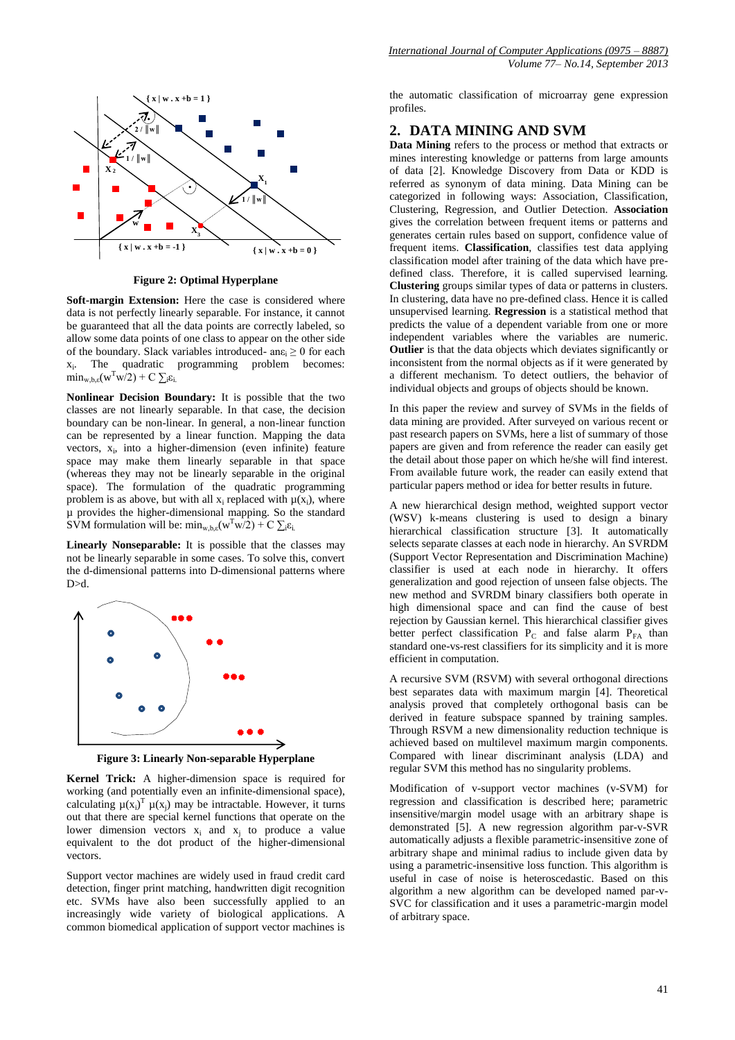Figure 2: Optimal Hyperplane

**Soft-margin Extension:** Here the case is considered where data is not perfectly linearly separable. For instance, it cannot be guaranteed that all the data points are correctly labeled, so allow some data points of one class to appear on the other side of the boundary. Slack variables introduced- an$\varepsilon_i \geq 0$ for each $x_i$. The quadratic programming problem becomes: $\min_{w,b,\varepsilon}(w^T w/2) + C \sum_i \varepsilon_i$

**Nonlinear Decision Boundary:** It is possible that the two classes are not linearly separable. In that case, the decision boundary can be non-linear. In general, a non-linear function can be represented by a linear function. Mapping the data vectors, $x_i$, into a higher-dimension (even infinite) feature space may make them linearly separable in that space (whereas they may not be linearly separable in the original space). The formulation of the quadratic programming problem is as above, but with all $x_i$ replaced with $\mu(x_i)$, where $\mu$ provides the higher-dimensional mapping. So the standard SVM formulation will be: $\min_{w,b,\varepsilon}(w^T w/2) + C \sum_i \varepsilon_i$

**Linearly Nonseparable:** It is possible that the classes may not be linearly separable in some cases. To solve this, convert the d-dimensional patterns into D-dimensional patterns where D>d.

Figure 3: Linearly Non-separable Hyperplane

**Kernel Trick:** A higher-dimension space is required for working (and potentially even an infinite-dimensional space), calculating $\mu(x_i)^T \mu(x_j)$ may be intractable. However, it turns out that there are special kernel functions that operate on the lower dimension vectors $x_i$ and $x_j$ to produce a value equivalent to the dot product of the higher-dimensional vectors.

Support vector machines are widely used in fraud credit card detection, finger print matching, handwritten digit recognition etc. SVMs have also been successfully applied to an increasingly wide variety of biological applications. A common biomedical application of support vector machines is the automatic classification of microarray gene expression profiles.

## 2. DATA MINING AND SVM

**Data Mining** refers to the process or method that extracts or mines interesting knowledge or patterns from large amounts of data [2]. Knowledge Discovery from Data or KDD is referred as synonym of data mining. Data Mining can be categorized in following ways: Association, Classification, Clustering, Regression, and Outlier Detection. **Association** gives the correlation between frequent items or patterns and generates certain rules based on support, confidence value of frequent items. **Classification**, classifies test data applying classification model after training of the data which have pre-defined class. Therefore, it is called supervised learning. **Clustering** groups similar types of data or patterns in clusters. In clustering, data have no pre-defined class. Hence it is called unsupervised learning. **Regression** is a statistical method that predicts the value of a dependent variable from one or more independent variables where the variables are numeric. **Outlier** is that the data objects which deviates significantly or inconsistent from the normal objects as if it were generated by a different mechanism. To detect outliers, the behavior of individual objects and groups of objects should be known.

In this paper the review and survey of SVMs in the fields of data mining are provided. After surveyed on various recent or past research papers on SVMs, here a list of summary of those papers are given and from reference the reader can easily get the detail about those paper on which he/she will find interest. From available future work, the reader can easily extend that particular papers method or idea for better results in future.

A new hierarchical design method, weighted support vector (WSV) k-means clustering is used to design a binary hierarchical classification structure [3]. It automatically selects separate classes at each node in hierarchy. An SVRDM (Support Vector Representation and Discrimination Machine) classifier is used at each node in hierarchy. It offers generalization and good rejection of unseen false objects. The new method and SVRDM binary classifiers both operate in high dimensional space and can find the cause of best rejection by Gaussian kernel. This hierarchical classifier gives better perfect classification $P_C$ and false alarm $P_{FA}$ than standard one-vs-rest classifiers for its simplicity and it is more efficient in computation.

A recursive SVM (RSVM) with several orthogonal directions best separates data with maximum margin [4]. Theoretical analysis proved that completely orthogonal basis can be derived in feature subspace spanned by training samples. Through RSVM a new dimensionality reduction technique is achieved based on multilevel maximum margin components. Compared with linear discriminant analysis (LDA) and regular SVM this method has no singularity problems.

Modification of v-support vector machines (v-SVM) for regression and classification is described here; parametric insensitive/margin model usage with an arbitrary shape is demonstrated [5]. A new regression algorithm par-v-SVR automatically adjusts a flexible parametric-insensitive zone of arbitrary shape and minimal radius to include given data by using a parametric-insensitive loss function. This algorithm is useful in case of noise is heteroscedastic. Based on this algorithm a new algorithm can be developed named par-v-SVC for classification and it uses a parametric-margin model of arbitrary space.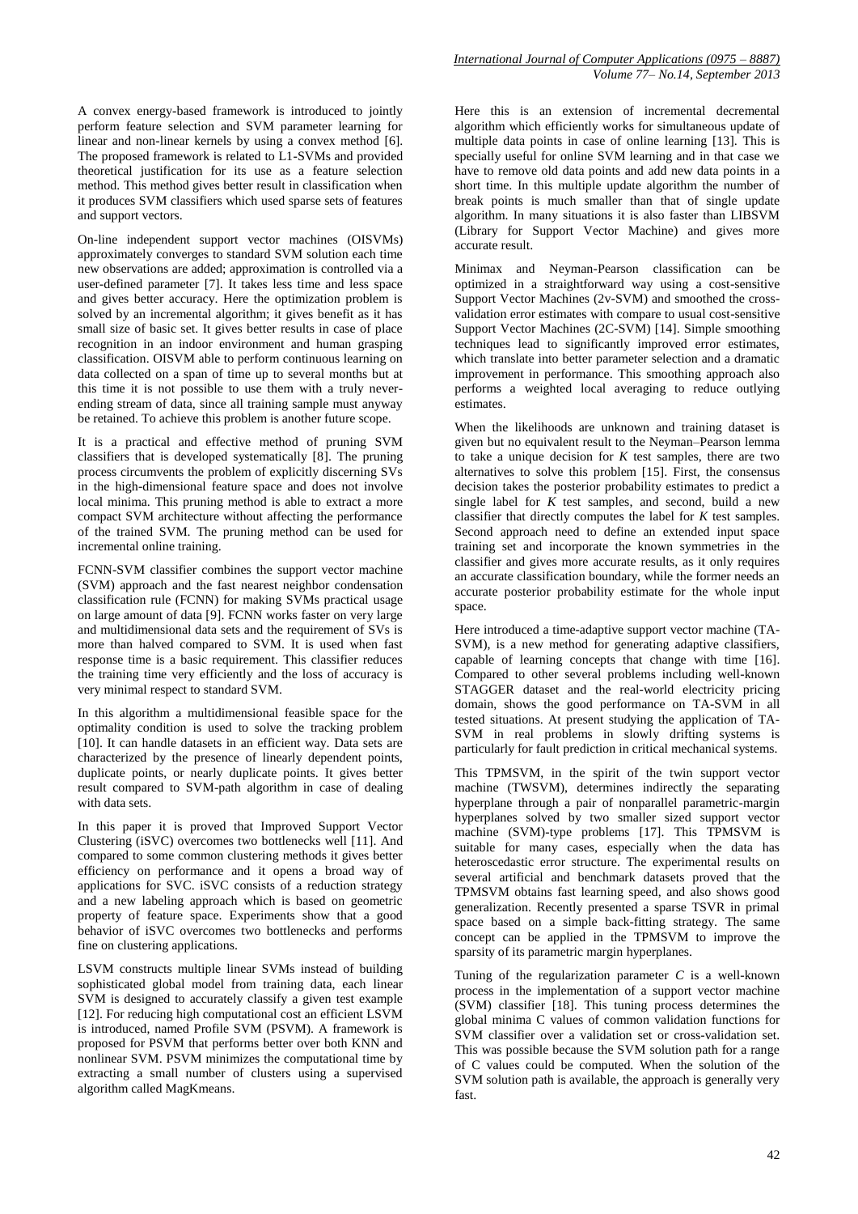A convex energy-based framework is introduced to jointly perform feature selection and SVM parameter learning for linear and non-linear kernels by using a convex method [6]. The proposed framework is related to L1-SVMs and provided theoretical justification for its use as a feature selection method. This method gives better result in classification when it produces SVM classifiers which used sparse sets of features and support vectors.

On-line independent support vector machines (OISVMs) approximately converges to standard SVM solution each time new observations are added; approximation is controlled via a user-defined parameter [7]. It takes less time and less space and gives better accuracy. Here the optimization problem is solved by an incremental algorithm; it gives benefit as it has small size of basic set. It gives better results in case of place recognition in an indoor environment and human grasping classification. OISVM able to perform continuous learning on data collected on a span of time up to several months but at this time it is not possible to use them with a truly never-ending stream of data, since all training sample must anyway be retained. To achieve this problem is another future scope.

It is a practical and effective method of pruning SVM classifiers that is developed systematically [8]. The pruning process circumvents the problem of explicitly discerning SVs in the high-dimensional feature space and does not involve local minima. This pruning method is able to extract a more compact SVM architecture without affecting the performance of the trained SVM. The pruning method can be used for incremental online training.

FCNN-SVM classifier combines the support vector machine (SVM) approach and the fast nearest neighbor condensation classification rule (FCNN) for making SVMs practical usage on large amount of data [9]. FCNN works faster on very large and multidimensional data sets and the requirement of SVs is more than halved compared to SVM. It is used when fast response time is a basic requirement. This classifier reduces the training time very efficiently and the loss of accuracy is very minimal respect to standard SVM.

In this algorithm a multidimensional feasible space for the optimality condition is used to solve the tracking problem [10]. It can handle datasets in an efficient way. Data sets are characterized by the presence of linearly dependent points, duplicate points, or nearly duplicate points. It gives better result compared to SVM-path algorithm in case of dealing with data sets.

In this paper it is proved that Improved Support Vector Clustering (iSVC) overcomes two bottlenecks well [11]. And compared to some common clustering methods it gives better efficiency on performance and it opens a broad way of applications for SVC. iSVC consists of a reduction strategy and a new labeling approach which is based on geometric property of feature space. Experiments show that a good behavior of iSVC overcomes two bottlenecks and performs fine on clustering applications.

LSVM constructs multiple linear SVMs instead of building sophisticated global model from training data, each linear SVM is designed to accurately classify a given test example [12]. For reducing high computational cost an efficient LSVM is introduced, named Profile SVM (PSVM). A framework is proposed for PSVM that performs better over both KNN and nonlinear SVM. PSVM minimizes the computational time by extracting a small number of clusters using a supervised algorithm called MagKmeans.

Here this is an extension of incremental decremental algorithm which efficiently works for simultaneous update of multiple data points in case of online learning [13]. This is specially useful for online SVM learning and in that case we have to remove old data points and add new data points in a short time. In this multiple update algorithm the number of break points is much smaller than that of single update algorithm. In many situations it is also faster than LIBSVM (Library for Support Vector Machine) and gives more accurate result.

Minimax and Neyman-Pearson classification can be optimized in a straightforward way using a cost-sensitive Support Vector Machines (2v-SVM) and smoothed the cross-validation error estimates with compare to usual cost-sensitive Support Vector Machines (2C-SVM) [14]. Simple smoothing techniques lead to significantly improved error estimates, which translate into better parameter selection and a dramatic improvement in performance. This smoothing approach also performs a weighted local averaging to reduce outlying estimates.

When the likelihoods are unknown and training dataset is given but no equivalent result to the Neyman–Pearson lemma to take a unique decision for $K$ test samples, there are two alternatives to solve this problem [15]. First, the consensus decision takes the posterior probability estimates to predict a single label for $K$ test samples, and second, build a new classifier that directly computes the label for $K$ test samples. Second approach need to define an extended input space training set and incorporate the known symmetries in the classifier and gives more accurate results, as it only requires an accurate classification boundary, while the former needs an accurate posterior probability estimate for the whole input space.

Here introduced a time-adaptive support vector machine (TA-SVM), is a new method for generating adaptive classifiers, capable of learning concepts that change with time [16]. Compared to other several problems including well-known STAGGER dataset and the real-world electricity pricing domain, shows the good performance on TA-SVM in all tested situations. At present studying the application of TA-SVM in real problems in slowly drifting systems is particularly for fault prediction in critical mechanical systems.

This TPMSVM, in the spirit of the twin support vector machine (TWSVM), determines indirectly the separating hyperplane through a pair of nonparallel parametric-margin hyperplanes solved by two smaller sized support vector machine (SVM)-type problems [17]. This TPMSVM is suitable for many cases, especially when the data has heteroscedastic error structure. The experimental results on several artificial and benchmark datasets proved that the TPMSVM obtains fast learning speed, and also shows good generalization. Recently presented a sparse TSVR in primal space based on a simple back-fitting strategy. The same concept can be applied in the TPMSVM to improve the sparsity of its parametric margin hyperplanes.

Tuning of the regularization parameter $C$ is a well-known process in the implementation of a support vector machine (SVM) classifier [18]. This tuning process determines the global minima C values of common validation functions for SVM classifier over a validation set or cross-validation set. This was possible because the SVM solution path for a range of C values could be computed. When the solution of the SVM solution path is available, the approach is generally very fast.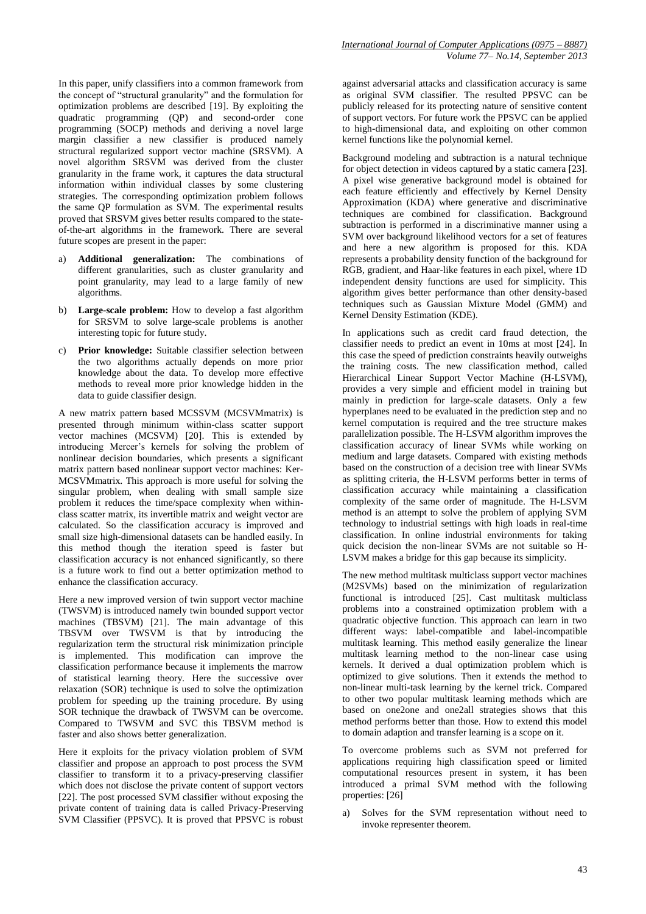In this paper, unify classifiers into a common framework from the concept of "structural granularity" and the formulation for optimization problems are described [19]. By exploiting the quadratic programming (QP) and second-order cone programming (SOCP) methods and deriving a novel large margin classifier a new classifier is produced namely structural regularized support vector machine (SRSVM). A novel algorithm SRSVM was derived from the cluster granularity in the frame work, it captures the data structural information within individual classes by some clustering strategies. The corresponding optimization problem follows the same QP formulation as SVM. The experimental results proved that SRSVM gives better results compared to the state-of-the-art algorithms in the framework. There are several future scopes are present in the paper:

a) **Additional generalization:** The combinations of different granularities, such as cluster granularity and point granularity, may lead to a large family of new algorithms.

b) **Large-scale problem:** How to develop a fast algorithm for SRSVM to solve large-scale problems is another interesting topic for future study.

c) **Prior knowledge:** Suitable classifier selection between the two algorithms actually depends on more prior knowledge about the data. To develop more effective methods to reveal more prior knowledge hidden in the data to guide classifier design.

A new matrix pattern based MCSSVM (MCSVMmatrix) is presented through minimum within-class scatter support vector machines (MCSVM) [20]. This is extended by introducing Mercer's kernels for solving the problem of nonlinear decision boundaries, which presents a significant matrix pattern based nonlinear support vector machines: Ker-MCSVMmatrix. This approach is more useful for solving the singular problem, when dealing with small sample size problem it reduces the time/space complexity when within-class scatter matrix, its invertible matrix and weight vector are calculated. So the classification accuracy is improved and small size high-dimensional datasets can be handled easily. In this method though the iteration speed is faster but classification accuracy is not enhanced significantly, so there is a future work to find out a better optimization method to enhance the classification accuracy.

Here a new improved version of twin support vector machine (TWSVM) is introduced namely twin bounded support vector machines (TBSVM) [21]. The main advantage of this TBSVM over TWSVM is that by introducing the regularization term the structural risk minimization principle is implemented. This modification can improve the classification performance because it implements the marrow of statistical learning theory. Here the successive over relaxation (SOR) technique is used to solve the optimization problem for speeding up the training procedure. By using SOR technique the drawback of TWSVM can be overcome. Compared to TWSVM and SVC this TBSVM method is faster and also shows better generalization.

Here it exploits for the privacy violation problem of SVM classifier and propose an approach to post process the SVM classifier to transform it to a privacy-preserving classifier which does not disclose the private content of support vectors [22]. The post processed SVM classifier without exposing the private content of training data is called Privacy-Preserving SVM Classifier (PPSVC). It is proved that PPSVC is robust against adversarial attacks and classification accuracy is same as original SVM classifier. The resulted PPSVC can be publicly released for its protecting nature of sensitive content of support vectors. For future work the PPSVC can be applied to high-dimensional data, and exploiting on other common kernel functions like the polynomial kernel.

Background modeling and subtraction is a natural technique for object detection in videos captured by a static camera [23]. A pixel wise generative background model is obtained for each feature efficiently and effectively by Kernel Density Approximation (KDA) where generative and discriminative techniques are combined for classification. Background subtraction is performed in a discriminative manner using a SVM over background likelihood vectors for a set of features and here a new algorithm is proposed for this. KDA represents a probability density function of the background for RGB, gradient, and Haar-like features in each pixel, where 1D independent density functions are used for simplicity. This algorithm gives better performance than other density-based techniques such as Gaussian Mixture Model (GMM) and Kernel Density Estimation (KDE).

In applications such as credit card fraud detection, the classifier needs to predict an event in 10ms at most [24]. In this case the speed of prediction constraints heavily outweighs the training costs. The new classification method, called Hierarchical Linear Support Vector Machine (H-LSVM), provides a very simple and efficient model in training but mainly in prediction for large-scale datasets. Only a few hyperplanes need to be evaluated in the prediction step and no kernel computation is required and the tree structure makes parallelization possible. The H-LSVM algorithm improves the classification accuracy of linear SVMs while working on medium and large datasets. Compared with existing methods based on the construction of a decision tree with linear SVMs as splitting criteria, the H-LSVM performs better in terms of classification accuracy while maintaining a classification complexity of the same order of magnitude. The H-LSVM method is an attempt to solve the problem of applying SVM technology to industrial settings with high loads in real-time classification. In online industrial environments for taking quick decision the non-linear SVMs are not suitable so H-LSVM makes a bridge for this gap because its simplicity.

The new method multitask multiclass support vector machines (M2SVMs) based on the minimization of regularization functional is introduced [25]. Cast multitask multiclass problems into a constrained optimization problem with a quadratic objective function. This approach can learn in two different ways: label-compatible and label-incompatible multitask learning. This method easily generalize the linear multitask learning method to the non-linear case using kernels. It derived a dual optimization problem which is optimized to give solutions. Then it extends the method to non-linear multi-task learning by the kernel trick. Compared to other two popular multitask learning methods which are based on one2one and one2all strategies shows that this method performs better than those. How to extend this model to domain adaption and transfer learning is a scope on it.

To overcome problems such as SVM not preferred for applications requiring high classification speed or limited computational resources present in system, it has been introduced a primal SVM method with the following properties: [26]

a) Solves for the SVM representation without need to invoke representer theorem.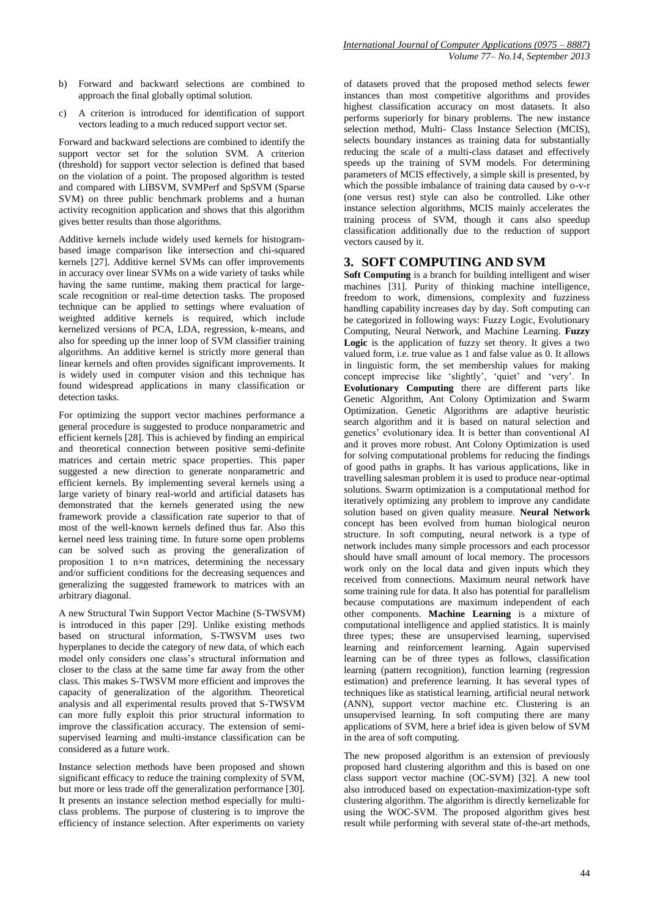b) Forward and backward selections are combined to approach the final globally optimal solution.

c) A criterion is introduced for identification of support vectors leading to a much reduced support vector set.

Forward and backward selections are combined to identify the support vector set for the solution SVM. A criterion (threshold) for support vector selection is defined that based on the violation of a point. The proposed algorithm is tested and compared with LIBSVM, SVMPerf and SpSVM (Sparse SVM) on three public benchmark problems and a human activity recognition application and shows that this algorithm gives better results than those algorithms.

Additive kernels include widely used kernels for histogram-based image comparison like intersection and chi-squared kernels [27]. Additive kernel SVMs can offer improvements in accuracy over linear SVMs on a wide variety of tasks while having the same runtime, making them practical for large-scale recognition or real-time detection tasks. The proposed technique can be applied to settings where evaluation of weighted additive kernels is required, which include kernelized versions of PCA, LDA, regression, k-means, and also for speeding up the inner loop of SVM classifier training algorithms. An additive kernel is strictly more general than linear kernels and often provides significant improvements. It is widely used in computer vision and this technique has found widespread applications in many classification or detection tasks.

For optimizing the support vector machines performance a general procedure is suggested to produce nonparametric and efficient kernels [28]. This is achieved by finding an empirical and theoretical connection between positive semi-definite matrices and certain metric space properties. This paper suggested a new direction to generate nonparametric and efficient kernels. By implementing several kernels using a large variety of binary real-world and artificial datasets has demonstrated that the kernels generated using the new framework provide a classification rate superior to that of most of the well-known kernels defined thus far. Also this kernel need less training time. In future some open problems can be solved such as proving the generalization of proposition 1 to $n \times n$ matrices, determining the necessary and/or sufficient conditions for the decreasing sequences and generalizing the suggested framework to matrices with an arbitrary diagonal.

A new Structural Twin Support Vector Machine (S-TWSVM) is introduced in this paper [29]. Unlike existing methods based on structural information, S-TWSVM uses two hyperplanes to decide the category of new data, of which each model only considers one class's structural information and closer to the class at the same time far away from the other class. This makes S-TWSVM more efficient and improves the capacity of generalization of the algorithm. Theoretical analysis and all experimental results proved that S-TWSVM can more fully exploit this prior structural information to improve the classification accuracy. The extension of semi-supervised learning and multi-instance classification can be considered as a future work.

Instance selection methods have been proposed and shown significant efficacy to reduce the training complexity of SVM, but more or less trade off the generalization performance [30]. It presents an instance selection method especially for multi-class problems. The purpose of clustering is to improve the efficiency of instance selection. After experiments on variety of datasets proved that the proposed method selects fewer instances than most competitive algorithms and provides highest classification accuracy on most datasets. It also performs superiorly for binary problems. The new instance selection method, Multi- Class Instance Selection (MCIS), selects boundary instances as training data for substantially reducing the scale of a multi-class dataset and effectively speeds up the training of SVM models. For determining parameters of MCIS effectively, a simple skill is presented, by which the possible imbalance of training data caused by o-v-r (one versus rest) style can also be controlled. Like other instance selection algorithms, MCIS mainly accelerates the training process of SVM, though it cans also speedup classification additionally due to the reduction of support vectors caused by it.

## 3. SOFT COMPUTING AND SVM

**Soft Computing** is a branch for building intelligent and wiser machines [31]. Purity of thinking machine intelligence, freedom to work, dimensions, complexity and fuzziness handling capability increases day by day. Soft computing can be categorized in following ways: Fuzzy Logic, Evolutionary Computing, Neural Network, and Machine Learning. **Fuzzy Logic** is the application of fuzzy set theory. It gives a two valued form, i.e. true value as 1 and false value as 0. It allows in linguistic form, the set membership values for making concept imprecise like 'slightly', 'quiet' and 'very'. In **Evolutionary Computing** there are different parts like Genetic Algorithm, Ant Colony Optimization and Swarm Optimization. Genetic Algorithms are adaptive heuristic search algorithm and it is based on natural selection and genetics' evolutionary idea. It is better than conventional AI and it proves more robust. Ant Colony Optimization is used for solving computational problems for reducing the findings of good paths in graphs. It has various applications, like in travelling salesman problem it is used to produce near-optimal solutions. Swarm optimization is a computational method for iteratively optimizing any problem to improve any candidate solution based on given quality measure. **Neural Network** concept has been evolved from human biological neuron structure. In soft computing, neural network is a type of network includes many simple processors and each processor should have small amount of local memory. The processors work only on the local data and given inputs which they received from connections. Maximum neural network have some training rule for data. It also has potential for parallelism because computations are maximum independent of each other components. **Machine Learning** is a mixture of computational intelligence and applied statistics. It is mainly three types; these are unsupervised learning, supervised learning and reinforcement learning. Again supervised learning can be of three types as follows, classification learning (pattern recognition), function learning (regression estimation) and preference learning. It has several types of techniques like as statistical learning, artificial neural network (ANN), support vector machine etc. Clustering is an unsupervised learning. In soft computing there are many applications of SVM, here a brief idea is given below of SVM in the area of soft computing.

The new proposed algorithm is an extension of previously proposed hard clustering algorithm and this is based on one class support vector machine (OC-SVM) [32]. A new tool also introduced based on expectation-maximization-type soft clustering algorithm. The algorithm is directly kernelizable for using the WOC-SVM. The proposed algorithm gives best result while performing with several state of-the-art methods,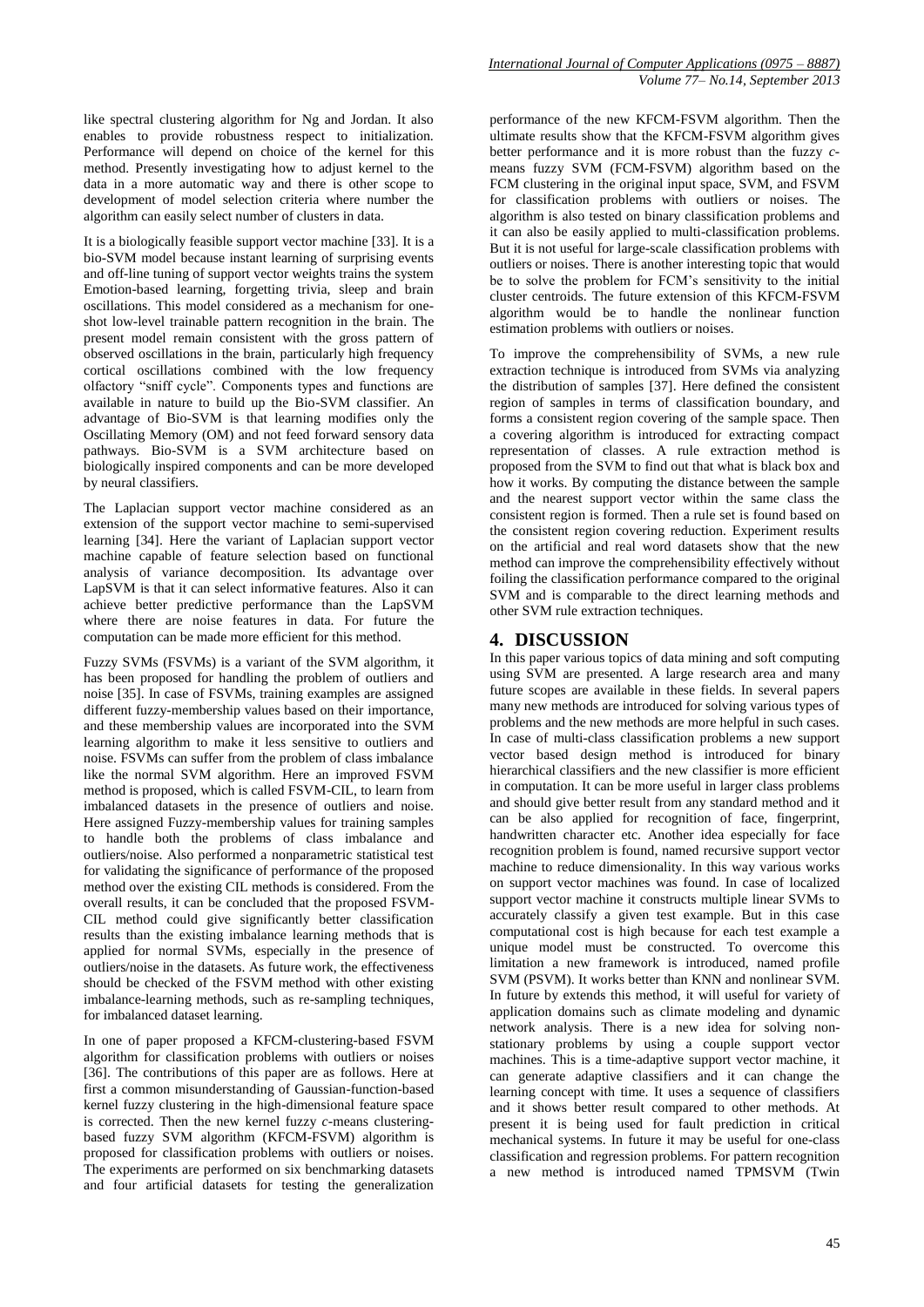like spectral clustering algorithm for Ng and Jordan. It also enables to provide robustness respect to initialization. Performance will depend on choice of the kernel for this method. Presently investigating how to adjust kernel to the data in a more automatic way and there is other scope to development of model selection criteria where number the algorithm can easily select number of clusters in data.

It is a biologically feasible support vector machine [33]. It is a bio-SVM model because instant learning of surprising events and off-line tuning of support vector weights trains the system Emotion-based learning, forgetting trivia, sleep and brain oscillations. This model considered as a mechanism for one-shot low-level trainable pattern recognition in the brain. The present model remain consistent with the gross pattern of observed oscillations in the brain, particularly high frequency cortical oscillations combined with the low frequency olfactory "sniff cycle". Components types and functions are available in nature to build up the Bio-SVM classifier. An advantage of Bio-SVM is that learning modifies only the Oscillating Memory (OM) and not feed forward sensory data pathways. Bio-SVM is a SVM architecture based on biologically inspired components and can be more developed by neural classifiers.

The Laplacian support vector machine considered as an extension of the support vector machine to semi-supervised learning [34]. Here the variant of Laplacian support vector machine capable of feature selection based on functional analysis of variance decomposition. Its advantage over LapSVM is that it can select informative features. Also it can achieve better predictive performance than the LapSVM where there are noise features in data. For future the computation can be made more efficient for this method.

Fuzzy SVMs (FSVMs) is a variant of the SVM algorithm, it has been proposed for handling the problem of outliers and noise [35]. In case of FSVMs, training examples are assigned different fuzzy-membership values based on their importance, and these membership values are incorporated into the SVM learning algorithm to make it less sensitive to outliers and noise. FSVMs can suffer from the problem of class imbalance like the normal SVM algorithm. Here an improved FSVM method is proposed, which is called FSVM-CIL, to learn from imbalanced datasets in the presence of outliers and noise. Here assigned Fuzzy-membership values for training samples to handle both the problems of class imbalance and outliers/noise. Also performed a nonparametric statistical test for validating the significance of performance of the proposed method over the existing CIL methods is considered. From the overall results, it can be concluded that the proposed FSVM-CIL method could give significantly better classification results than the existing imbalance learning methods that is applied for normal SVMs, especially in the presence of outliers/noise in the datasets. As future work, the effectiveness should be checked of the FSVM method with other existing imbalance-learning methods, such as re-sampling techniques, for imbalanced dataset learning.

In one of paper proposed a KFCM-clustering-based FSVM algorithm for classification problems with outliers or noises [36]. The contributions of this paper are as follows. Here at first a common misunderstanding of Gaussian-function-based kernel fuzzy clustering in the high-dimensional feature space is corrected. Then the new kernel fuzzy *c*-means clustering-based fuzzy SVM algorithm (KFCM-FSVM) algorithm is proposed for classification problems with outliers or noises. The experiments are performed on six benchmarking datasets and four artificial datasets for testing the generalization performance of the new KFCM-FSVM algorithm. Then the ultimate results show that the KFCM-FSVM algorithm gives better performance and it is more robust than the fuzzy *c*-means fuzzy SVM (FCM-FSVM) algorithm based on the FCM clustering in the original input space, SVM, and FSVM for classification problems with outliers or noises. The algorithm is also tested on binary classification problems and it can also be easily applied to multi-classification problems. But it is not useful for large-scale classification problems with outliers or noises. There is another interesting topic that would be to solve the problem for FCM's sensitivity to the initial cluster centroids. The future extension of this KFCM-FSVM algorithm would be to handle the nonlinear function estimation problems with outliers or noises.

To improve the comprehensibility of SVMs, a new rule extraction technique is introduced from SVMs via analyzing the distribution of samples [37]. Here defined the consistent region of samples in terms of classification boundary, and forms a consistent region covering of the sample space. Then a covering algorithm is introduced for extracting compact representation of classes. A rule extraction method is proposed from the SVM to find out that what is black box and how it works. By computing the distance between the sample and the nearest support vector within the same class the consistent region is formed. Then a rule set is found based on the consistent region covering reduction. Experiment results on the artificial and real word datasets show that the new method can improve the comprehensibility effectively without foiling the classification performance compared to the original SVM and is comparable to the direct learning methods and other SVM rule extraction techniques.

## 4. DISCUSSION

In this paper various topics of data mining and soft computing using SVM are presented. A large research area and many future scopes are available in these fields. In several papers many new methods are introduced for solving various types of problems and the new methods are more helpful in such cases. In case of multi-class classification problems a new support vector based design method is introduced for binary hierarchical classifiers and the new classifier is more efficient in computation. It can be more useful in larger class problems and should give better result from any standard method and it can be also applied for recognition of face, fingerprint, handwritten character etc. Another idea especially for face recognition problem is found, named recursive support vector machine to reduce dimensionality. In this way various works on support vector machines was found. In case of localized support vector machine it constructs multiple linear SVMs to accurately classify a given test example. But in this case computational cost is high because for each test example a unique model must be constructed. To overcome this limitation a new framework is introduced, named profile SVM (PSVM). It works better than KNN and nonlinear SVM. In future by extends this method, it will useful for variety of application domains such as climate modeling and dynamic network analysis. There is a new idea for solving non-stationary problems by using a couple support vector machines. This is a time-adaptive support vector machine, it can generate adaptive classifiers and it can change the learning concept with time. It uses a sequence of classifiers and it shows better result compared to other methods. At present it is being used for fault prediction in critical mechanical systems. In future it may be useful for one-class classification and regression problems. For pattern recognition a new method is introduced named TPMSVM (Twin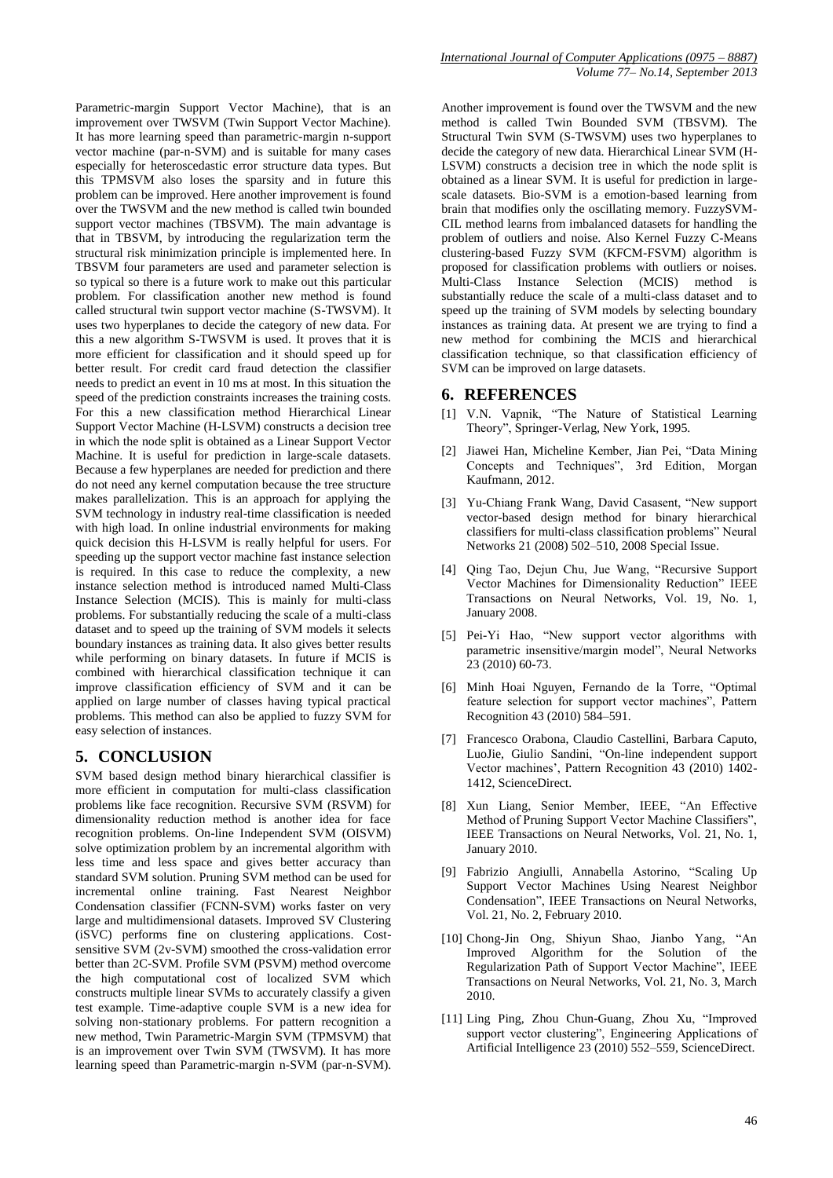Parametric-margin Support Vector Machine), that is an improvement over TWSVM (Twin Support Vector Machine). It has more learning speed than parametric-margin n-support vector machine (par-n-SVM) and is suitable for many cases especially for heteroscedastic error structure data types. But this TPMSVM also loses the sparsity and in future this problem can be improved. Here another improvement is found over the TWSVM and the new method is called twin bounded support vector machines (TBSVM). The main advantage is that in TBSVM, by introducing the regularization term the structural risk minimization principle is implemented here. In TBSVM four parameters are used and parameter selection is so typical so there is a future work to make out this particular problem. For classification another new method is found called structural twin support vector machine (S-TWSVM). It uses two hyperplanes to decide the category of new data. For this a new algorithm S-TWSVM is used. It proves that it is more efficient for classification and it should speed up for better result. For credit card fraud detection the classifier needs to predict an event in 10 ms at most. In this situation the speed of the prediction constraints increases the training costs. For this a new classification method Hierarchical Linear Support Vector Machine (H-LSVM) constructs a decision tree in which the node split is obtained as a Linear Support Vector Machine. It is useful for prediction in large-scale datasets. Because a few hyperplanes are needed for prediction and there do not need any kernel computation because the tree structure makes parallelization. This is an approach for applying the SVM technology in industry real-time classification is needed with high load. In online industrial environments for making quick decision this H-LSVM is really helpful for users. For speeding up the support vector machine fast instance selection is required. In this case to reduce the complexity, a new instance selection method is introduced named Multi-Class Instance Selection (MCIS). This is mainly for multi-class problems. For substantially reducing the scale of a multi-class dataset and to speed up the training of SVM models it selects boundary instances as training data. It also gives better results while performing on binary datasets. In future if MCIS is combined with hierarchical classification technique it can improve classification efficiency of SVM and it can be applied on large number of classes having typical practical problems. This method can also be applied to fuzzy SVM for easy selection of instances.

## 5. CONCLUSION

SVM based design method binary hierarchical classifier is more efficient in computation for multi-class classification problems like face recognition. Recursive SVM (RSVM) for dimensionality reduction method is another idea for face recognition problems. On-line Independent SVM (OISVM) solve optimization problem by an incremental algorithm with less time and less space and gives better accuracy than standard SVM solution. Pruning SVM method can be used for incremental online training. Fast Nearest Neighbor Condensation classifier (FCNN-SVM) works faster on very large and multidimensional datasets. Improved SV Clustering (iSVC) performs fine on clustering applications. Cost-sensitive SVM (2v-SVM) smoothed the cross-validation error better than 2C-SVM. Profile SVM (PSVM) method overcome the high computational cost of localized SVM which constructs multiple linear SVMs to accurately classify a given test example. Time-adaptive couple SVM is a new idea for solving non-stationary problems. For pattern recognition a new method, Twin Parametric-Margin SVM (TPMSVM) that is an improvement over Twin SVM (TWSVM). It has more learning speed than Parametric-margin n-SVM (par-n-SVM). Another improvement is found over the TWSVM and the new method is called Twin Bounded SVM (TBSVM). The Structural Twin SVM (S-TWSVM) uses two hyperplanes to decide the category of new data. Hierarchical Linear SVM (H-LSVM) constructs a decision tree in which the node split is obtained as a linear SVM. It is useful for prediction in large-scale datasets. Bio-SVM is a emotion-based learning from brain that modifies only the oscillating memory. FuzzySVM-CIL method learns from imbalanced datasets for handling the problem of outliers and noise. Also Kernel Fuzzy C-Means clustering-based Fuzzy SVM (KFCM-FSVM) algorithm is proposed for classification problems with outliers or noises. Multi-Class Instance Selection (MCIS) method is substantially reduce the scale of a multi-class dataset and to speed up the training of SVM models by selecting boundary instances as training data. At present we are trying to find a new method for combining the MCIS and hierarchical classification technique, so that classification efficiency of SVM can be improved on large datasets.

## 6. REFERENCES

[1] V.N. Vapnik, "The Nature of Statistical Learning Theory", Springer-Verlag, New York, 1995.

[2] Jiawei Han, Micheline Kember, Jian Pei, "Data Mining Concepts and Techniques", 3rd Edition, Morgan Kaufmann, 2012.

[3] Yu-Chiang Frank Wang, David Casasent, "New support vector-based design method for binary hierarchical classifiers for multi-class classification problems" Neural Networks 21 (2008) 502–510, 2008 Special Issue.

[4] Qing Tao, Dejun Chu, Jue Wang, "Recursive Support Vector Machines for Dimensionality Reduction" IEEE Transactions on Neural Networks, Vol. 19, No. 1, January 2008.

[5] Pei-Yi Hao, "New support vector algorithms with parametric insensitive/margin model", Neural Networks 23 (2010) 60-73.

[6] Minh Hoai Nguyen, Fernando de la Torre, "Optimal feature selection for support vector machines", Pattern Recognition 43 (2010) 584–591.

[7] Francesco Orabona, Claudio Castellini, Barbara Caputo, LuoJie, Giulio Sandini, "On-line independent support Vector machines', Pattern Recognition 43 (2010) 1402-1412, ScienceDirect.

[8] Xun Liang, Senior Member, IEEE, "An Effective Method of Pruning Support Vector Machine Classifiers", IEEE Transactions on Neural Networks, Vol. 21, No. 1, January 2010.

[9] Fabrizio Angiulli, Annabella Astorino, "Scaling Up Support Vector Machines Using Nearest Neighbor Condensation", IEEE Transactions on Neural Networks, Vol. 21, No. 2, February 2010.

[10] Chong-Jin Ong, Shiyun Shao, Jianbo Yang, "An Improved Algorithm for the Solution of the Regularization Path of Support Vector Machine", IEEE Transactions on Neural Networks, Vol. 21, No. 3, March 2010.

[11] Ling Ping, Zhou Chun-Guang, Zhou Xu, "Improved support vector clustering", Engineering Applications of Artificial Intelligence 23 (2010) 552–559, ScienceDirect.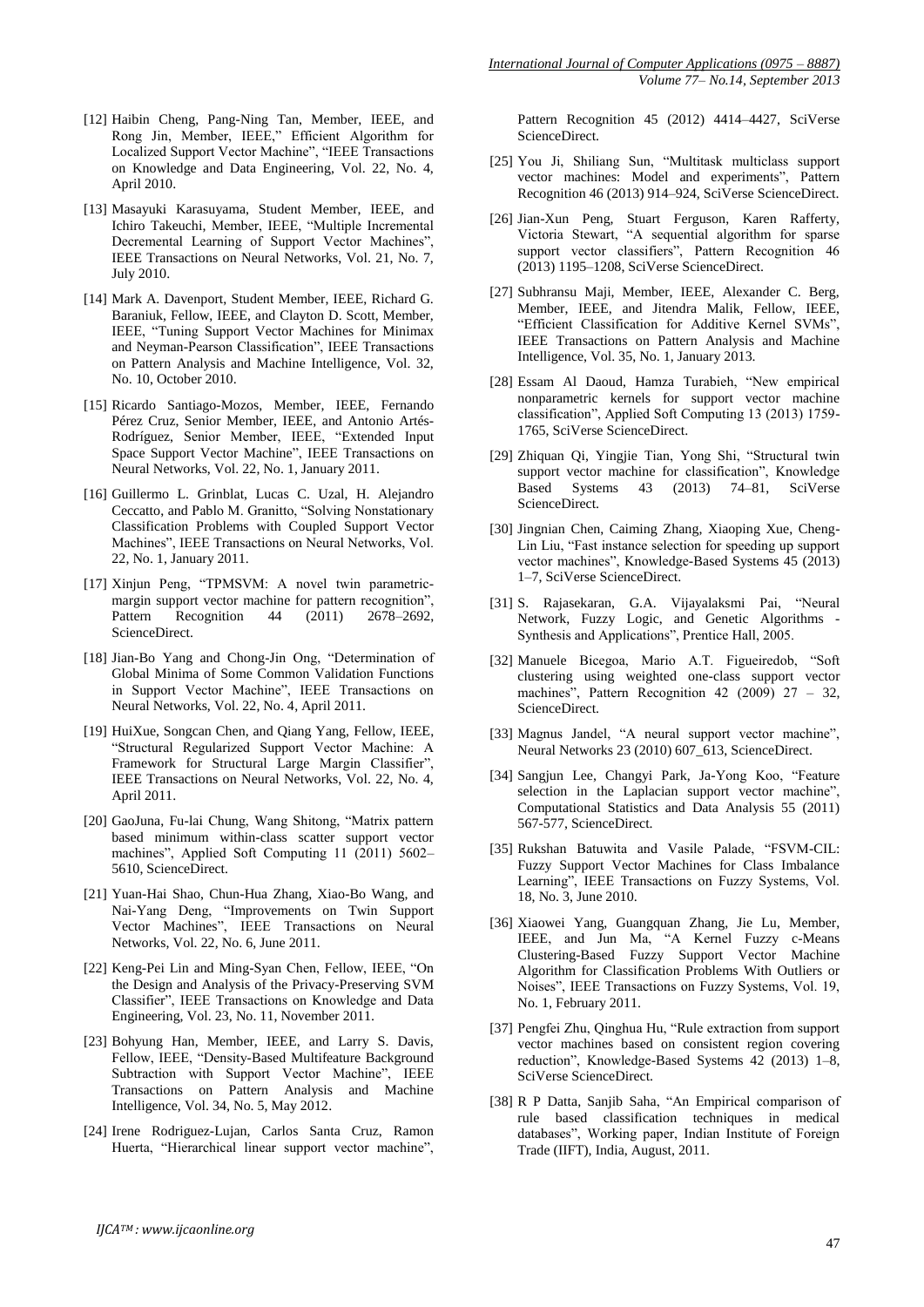[12] Haibin Cheng, Pang-Ning Tan, Member, IEEE, and Rong Jin, Member, IEEE," Efficient Algorithm for Localized Support Vector Machine", "IEEE Transactions on Knowledge and Data Engineering, Vol. 22, No. 4, April 2010.

[13] Masayuki Karasuyama, Student Member, IEEE, and Ichiro Takeuchi, Member, IEEE, "Multiple Incremental Decremental Learning of Support Vector Machines", IEEE Transactions on Neural Networks, Vol. 21, No. 7, July 2010.

[14] Mark A. Davenport, Student Member, IEEE, Richard G. Baraniuk, Fellow, IEEE, and Clayton D. Scott, Member, IEEE, "Tuning Support Vector Machines for Minimax and Neyman-Pearson Classification", IEEE Transactions on Pattern Analysis and Machine Intelligence, Vol. 32, No. 10, October 2010.

[15] Ricardo Santiago-Mozos, Member, IEEE, Fernando Pérez Cruz, Senior Member, IEEE, and Antonio Artés-Rodríguez, Senior Member, IEEE, "Extended Input Space Support Vector Machine", IEEE Transactions on Neural Networks, Vol. 22, No. 1, January 2011.

[16] Guillermo L. Grinblat, Lucas C. Uzal, H. Alejandro Ceccatto, and Pablo M. Granitto, "Solving Nonstationary Classification Problems with Coupled Support Vector Machines", IEEE Transactions on Neural Networks, Vol. 22, No. 1, January 2011.

[17] Xinjun Peng, "TPMSVM: A novel twin parametric-margin support vector machine for pattern recognition", Pattern Recognition 44 (2011) 2678–2692, ScienceDirect.

[18] Jian-Bo Yang and Chong-Jin Ong, "Determination of Global Minima of Some Common Validation Functions in Support Vector Machine", IEEE Transactions on Neural Networks, Vol. 22, No. 4, April 2011.

[19] HuiXue, Songcan Chen, and Qiang Yang, Fellow, IEEE, "Structural Regularized Support Vector Machine: A Framework for Structural Large Margin Classifier", IEEE Transactions on Neural Networks, Vol. 22, No. 4, April 2011.

[20] GaoJuna, Fu-lai Chung, Wang Shitong, "Matrix pattern based minimum within-class scatter support vector machines", Applied Soft Computing 11 (2011) 5602–5610, ScienceDirect.

[21] Yuan-Hai Shao, Chun-Hua Zhang, Xiao-Bo Wang, and Nai-Yang Deng, "Improvements on Twin Support Vector Machines", IEEE Transactions on Neural Networks, Vol. 22, No. 6, June 2011.

[22] Keng-Pei Lin and Ming-Syan Chen, Fellow, IEEE, "On the Design and Analysis of the Privacy-Preserving SVM Classifier", IEEE Transactions on Knowledge and Data Engineering, Vol. 23, No. 11, November 2011.

[23] Bohyung Han, Member, IEEE, and Larry S. Davis, Fellow, IEEE, "Density-Based Multifeature Background Subtraction with Support Vector Machine", IEEE Transactions on Pattern Analysis and Machine Intelligence, Vol. 34, No. 5, May 2012.

[24] Irene Rodriguez-Lujan, Carlos Santa Cruz, Ramon Huerta, "Hierarchical linear support vector machine", Pattern Recognition 45 (2012) 4414–4427, SciVerse ScienceDirect.

[25] You Ji, Shiliang Sun, "Multitask multiclass support vector machines: Model and experiments", Pattern Recognition 46 (2013) 914–924, SciVerse ScienceDirect.

[26] Jian-Xun Peng, Stuart Ferguson, Karen Rafferty, Victoria Stewart, "A sequential algorithm for sparse support vector classifiers", Pattern Recognition 46 (2013) 1195–1208, SciVerse ScienceDirect.

[27] Subhransu Maji, Member, IEEE, Alexander C. Berg, Member, IEEE, and Jitendra Malik, Fellow, IEEE, "Efficient Classification for Additive Kernel SVMs", IEEE Transactions on Pattern Analysis and Machine Intelligence, Vol. 35, No. 1, January 2013.

[28] Essam Al Daoud, Hamza Turabieh, "New empirical nonparametric kernels for support vector machine classification", Applied Soft Computing 13 (2013) 1759-1765, SciVerse ScienceDirect.

[29] Zhiquan Qi, Yingjie Tian, Yong Shi, "Structural twin support vector machine for classification", Knowledge Based Systems 43 (2013) 74–81, SciVerse ScienceDirect.

[30] Jingnian Chen, Caiming Zhang, Xiaoping Xue, Cheng-Lin Liu, "Fast instance selection for speeding up support vector machines", Knowledge-Based Systems 45 (2013) 1–7, SciVerse ScienceDirect.

[31] S. Rajasekaran, G.A. Vijayalaksmi Pai, "Neural Network, Fuzzy Logic, and Genetic Algorithms - Synthesis and Applications", Prentice Hall, 2005.

[32] Manuele Bicegoa, Mario A.T. Figueiredob, "Soft clustering using weighted one-class support vector machines", Pattern Recognition 42 (2009) 27 – 32, ScienceDirect.

[33] Magnus Jandel, "A neural support vector machine", Neural Networks 23 (2010) 607_613, ScienceDirect.

[34] Sangjun Lee, Changyi Park, Ja-Yong Koo, "Feature selection in the Laplacian support vector machine", Computational Statistics and Data Analysis 55 (2011) 567-577, ScienceDirect.

[35] Rukshan Batuwita and Vasile Palade, "FSVM-CIL: Fuzzy Support Vector Machines for Class Imbalance Learning", IEEE Transactions on Fuzzy Systems, Vol. 18, No. 3, June 2010.

[36] Xiaowei Yang, Guangquan Zhang, Jie Lu, Member, IEEE, and Jun Ma, "A Kernel Fuzzy c-Means Clustering-Based Fuzzy Support Vector Machine Algorithm for Classification Problems With Outliers or Noises", IEEE Transactions on Fuzzy Systems, Vol. 19, No. 1, February 2011.

[37] Pengfei Zhu, Qinghua Hu, "Rule extraction from support vector machines based on consistent region covering reduction", Knowledge-Based Systems 42 (2013) 1–8, SciVerse ScienceDirect.

[38] R P Datta, Sanjib Saha, "An Empirical comparison of rule based classification techniques in medical databases", Working paper, Indian Institute of Foreign Trade (IIFT), India, August, 2011.